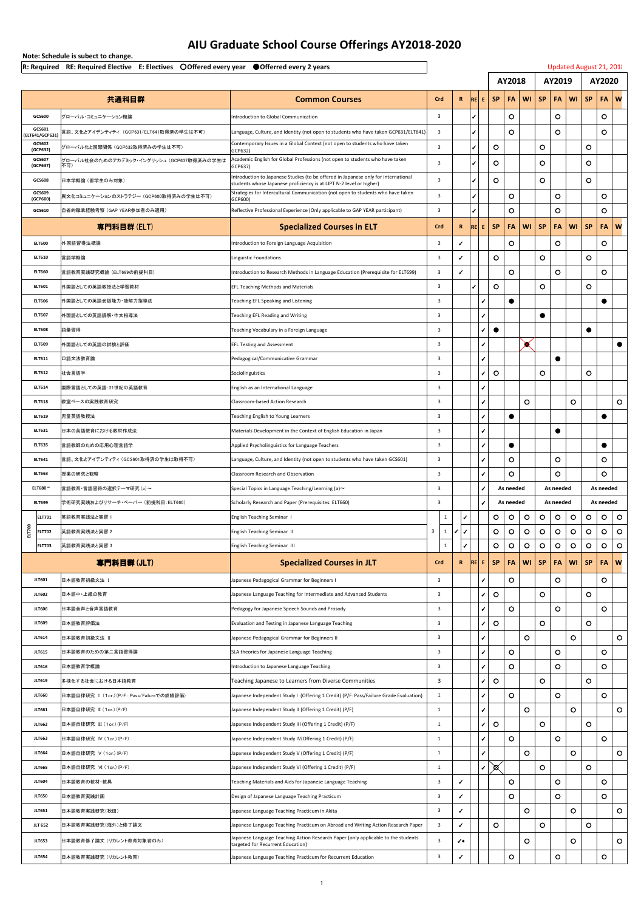# AIU Graduate School Course Offerings AY2018-2020

**Note: Schedule is subject to change.**

**R: Required RE: Required Elective E: Electives ○Offered every year ●Offerred every 2 years**

Updated August 21, 2018

| | 共通科目群 | Common Courses | Crd | R | RE | E | AY2018 SP | AY2018 FA | AY2018 WI | AY2019 SP | AY2019 FA | AY2019 WI | AY2020 SP | AY2020 FA | AY2020 W |
|---|---|---|---|---|---|---|---|---|---|---|---|---|---|---|---|
| GCS600 | グローバル・コミュニケーション概論 | Introduction to Global Communication | 3 | | ✓ | | | ○ | | | ○ | | | ○ | |
| GCS601 (ELT641/GCP631) | 言語、文化とアイデンティティ（GCP631/ELT641取得済の学生は不可） | Language, Culture, and Identity (not open to students who have taken GCP631/ELT641) | 3 | | ✓ | | | ○ | | | ○ | | | ○ | |
| GCS602 (GCP632) | グローバル化と国際関係（GCP632取得済みの学生は不可） | Contemporary Issues in a Global Context (not open to students who have taken GCP632) | 3 | | ✓ | | ○ | | | ○ | | | ○ | | |
| GCS607 (GCP637) | グローバル社会のためのアカデミック・イングリッシュ（GCP637取得済みの学生は不可） | Academic English for Global Professions (not open to students who have taken GCP637) | 3 | | ✓ | | ○ | | | ○ | | | ○ | | |
| GCS608 | 日本学概論（留学生のみ対象） | Introduction to Japanese Studies (to be offered in Japanese only for international students whose Japanese proficiency is at LJPT N-2 level or higher) | 3 | | ✓ | | ○ | | | ○ | | | ○ | | |
| GCS609 (GCP600) | 異文化コミュニケーションのストラテジー（GCP600取得済みの学生は不可） | Strategies for Intercultural Communication (not open to students who have taken GCP600) | 3 | | ✓ | | | ○ | | | ○ | | | ○ | |
| GCS610 | 自省的職業経験考察（GAP YEAR参加者のみ適用） | Reflective Professional Experience (Only applicable to GAP YEAR participant) | 3 | | ✓ | | | ○ | | | ○ | | | ○ | |
| | **専門科目群（ELT）** | **Specialized Courses in ELT** | **Crd** | **R** | **RE** | **E** | **SP** | **FA** | **WI** | **SP** | **FA** | **WI** | **SP** | **FA** | **W** |
| ELT600 | 外国語習得法概論 | Introduction to Foreign Language Acquisition | 3 | ✓ | | | | ○ | | | ○ | | | ○ | |
| ELT610 | 言語学概論 | Linguistic Foundations | 3 | ✓ | | | ○ | | | ○ | | | ○ | | |
| ELT660 | 言語教育実践研究概論（ELT699の前提科目） | Introduction to Research Methods in Language Education (Prerequisite for ELT699) | 3 | ✓ | | | | ○ | | | ○ | | | ○ | |
| ELT601 | 外国語としての英語教授法と学習教材 | EFL Teaching Methods and Materials | 3 | | ✓ | | ○ | | | ○ | | | ○ | | |
| ELT606 | 外国語としての英語会話能力・聴解力指導法 | Teaching EFL Speaking and Listening | 3 | | | ✓ | | ● | | | | | | ● | |
| ELT607 | 外国語としての英語読解・作文指導法 | Teaching EFL Reading and Writing | 3 | | | ✓ | | | | ● | | | | | |
| ELT608 | 語彙習得 | Teaching Vocabulary in a Foreign Language | 3 | | | ✓ | ● | | | | | | ● | | |
| ELT609 | 外国語としての英語の試験と評価 | EFL Testing and Assessment | 3 | | | ✓ | | | ~~●~~ | | | | | | ● |
| ELT611 | 口語文法教育論 | Pedagogical/Communicative Grammar | 3 | | | ✓ | | | | | ● | | | | |
| ELT612 | 社会言語学 | Sociolinguistics | 3 | | | ✓ | ○ | | | ○ | | | ○ | | |
| ELT614 | 国際言語としての英語：21世紀の英語教育 | English as an International Language | 3 | | | ✓ | | | | | | | | | |
| ELT618 | 教室ベースの実践教育研究 | Classroom-based Action Research | 3 | | | ✓ | | | ○ | | | ○ | | | ○ |
| ELT619 | 児童英語教授法 | Teaching English to Young Learners | 3 | | | ✓ | | ● | | | | | | ● | |
| ELT631 | 日本の英語教育における教材作成法 | Materials Development in the Context of English Education in Japan | 3 | | | ✓ | | | | | ● | | | | |
| ELT635 | 言語教師のための応用心理言語学 | Applied Psycholinguistics for Language Teachers | 3 | | | ✓ | | ● | | | | | | ● | |
| ELT641 | 言語、文化とアイデンティティ（GCS601取得済の学生は取得不可） | Language, Culture, and Identity (not open to students who have taken GCS601) | 3 | | | ✓ | | ○ | | | ○ | | | ○ | |
| ELT663 | 授業の研究と観察 | Classroom Research and Observation | 3 | | | ✓ | | ○ | | | ○ | | | ○ | |
| ELT680~ | 言語教育・言語習得の選択テーマ研究（a）～ | Special Topics in Language Teaching/Learning (a)～ | 3 | | | ✓ | | As needed | | | As needed | | | As needed | |
| ELT699 | 学術研究実践およびリサーチ・ペーパー（前提科目：ELT660） | Scholarly Research and Paper (Prerequisites: ELT660) | 3 | | | ✓ | | As needed | | | As needed | | | As needed | |
| ELT700 ELT701 | 英語教育実践法と実習１ | English Teaching Seminar Ⅰ | 1 | | ✓ | | ○ | ○ | ○ | ○ | ○ | ○ | ○ | ○ | ○ |
| ELT700 ELT702 | 英語教育実践法と実習２ | English Teaching Seminar II | 3 1 | ✓ | ✓ | | ○ | ○ | ○ | ○ | ○ | ○ | ○ | ○ | ○ |
| ELT700 ELT703 | 英語教育実践法と実習３ | English Teaching Seminar III | 1 | | ✓ | | ○ | ○ | ○ | ○ | ○ | ○ | ○ | ○ | ○ |
| | **専門科目群（JLT）** | **Specialized Courses in JLT** | **Crd** | **R** | **RE** | **E** | **SP** | **FA** | **WI** | **SP** | **FA** | **WI** | **SP** | **FA** | **W** |
| JLT601 | 日本語教育初級文法 Ⅰ | Japanese Pedagogical Grammar for Beginners I | 3 | | | ✓ | | ○ | | | ○ | | | ○ | |
| JLT602 | 日本語中・上級の教育 | Japanese Language Teaching for Intermediate and Advanced Students | 3 | | | ✓ | ○ | | | ○ | | | ○ | | |
| JLT606 | 日本語音声と音声言語教育 | Pedagogy for Japanese Speech Sounds and Prosody | 3 | | | ✓ | | ○ | | | ○ | | | ○ | |
| JLT609 | 日本語教育評価法 | Evaluation and Testing in Japanese Language Teaching | 3 | | | ✓ | ○ | | | ○ | | | ○ | | |
| JLT614 | 日本語教育初級文法 Ⅱ | Japanese Pedagogical Grammar for Beginners II | 3 | | | ✓ | | | ○ | | | ○ | | | ○ |
| JLT615 | 日本語教育のための第二言語習得論 | SLA theories for Japanese Language Teaching | 3 | | | ✓ | | ○ | | | ○ | | | ○ | |
| JLT616 | 日本語教育学概論 | Introduction to Japanese Language Teaching | 3 | | | ✓ | | ○ | | | ○ | | | ○ | |
| JLT619 | 多様化する社会における日本語教育 | Teaching Japanese to Learners from Diverse Communities | 3 | | | ✓ | ○ | | | ○ | | | ○ | | |
| JLT660 | 日本語自律研究 Ⅰ（1cr.）(P/F: Pass/Failureでの成績評価) | Japanese Independent Study I (Offering 1 Credit) (P/F: Pass/Failure Grade Evaluation) | 1 | | | ✓ | | ○ | | | ○ | | | ○ | |
| JLT661 | 日本語自律研究 Ⅱ（1cr.）(P/F) | Japanese Independent Study II (Offering 1 Credit) (P/F) | 1 | | | ✓ | | | ○ | | | ○ | | | ○ |
| JLT662 | 日本語自律研究 Ⅲ（1cr.）(P/F) | Japanese Independent Study III (Offering 1 Credit) (P/F) | 1 | | | ✓ | ○ | | | ○ | | | ○ | | |
| JLT663 | 日本語自律研究 Ⅳ（1cr.）(P/F) | Japanese Independent Study IV(Offering 1 Credit) (P/F) | 1 | | | ✓ | | ○ | | | ○ | | | ○ | |
| JLT664 | 日本語自律研究 Ⅴ（1cr.）(P/F) | Japanese Independent Study V (Offering 1 Credit) (P/F) | 1 | | | ✓ | | | ○ | | | ○ | | | ○ |
| JLT665 | 日本語自律研究 Ⅵ（1cr.）(P/F) | Japanese Independent Study VI (Offering 1 Credit) (P/F) | 1 | | | ✓ | ~~○~~ | | | ○ | | | ○ | | |
| JLT604 | 日本語教育の教材・教具 | Teaching Materials and Aids for Japanese Language Teaching | 3 | ✓ | | | | ○ | | | ○ | | | ○ | |
| JLT650 | 日本語教育実践計画 | Design of Japanese Language Teaching Practicum | 3 | ✓ | | | | ○ | | | ○ | | | ○ | |
| JLT651 | 日本語教育実践研究（秋田） | Japanese Language Teaching Practicum in Akita | 3 | ✓ | | | | | ○ | | | ○ | | | ○ |
| JLT 652 | 日本語教育実践研究（海外）と修了論文 | Japanese Language Teaching Practicum on Abroad and Writing Action Research Paper | 3 | ✓ | | | ○ | | | ○ | | | ○ | | |
| JLT653 | 日本語教育修了論文（リカレント教育対象者のみ） | Japanese Language Teaching Action Research Paper (only applicable to the students targeted for Recurrent Education) | 3 | ✓* | | | | | ○ | | | ○ | | | ○ |
| JLT654 | 日本語教育実践研究（リカレント教育） | Japanese Language Teaching Practicum for Recurrent Education | 3 | ✓ | | | | ○ | | | ○ | | | ○ | |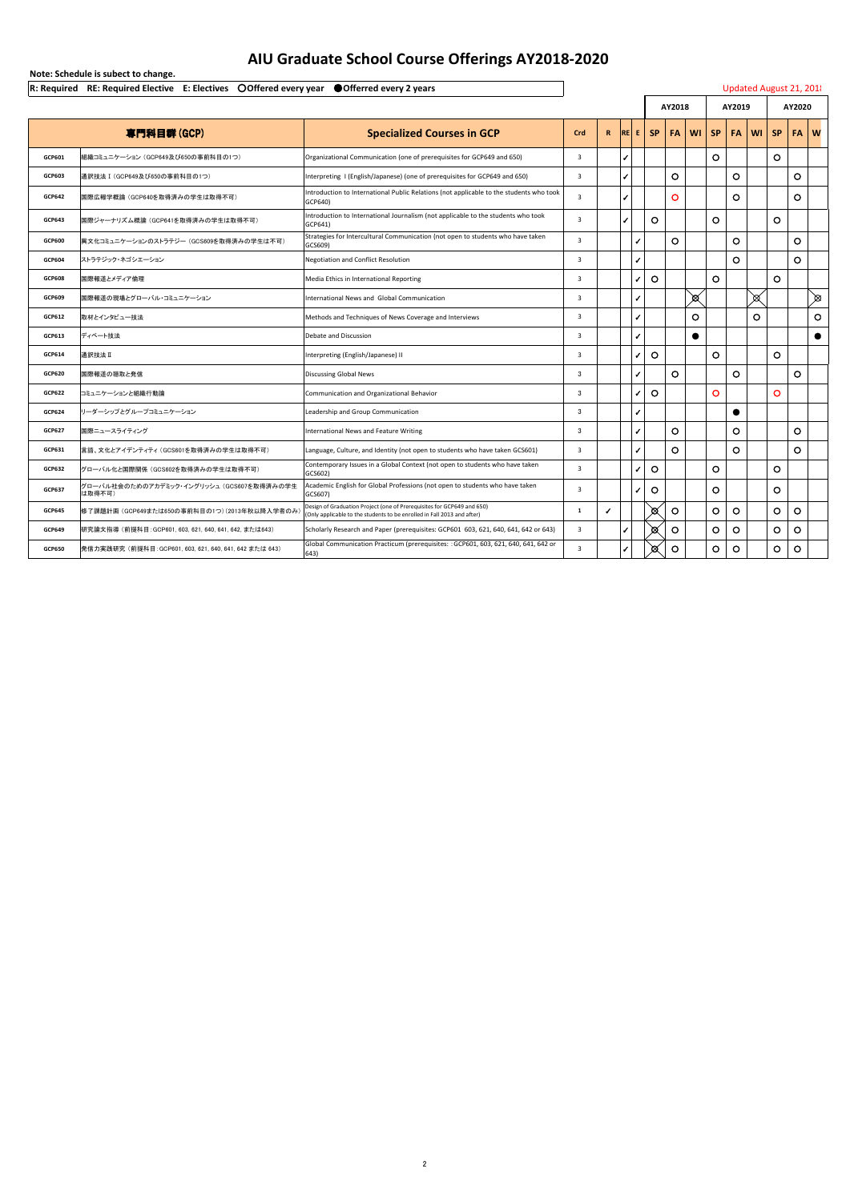# AIU Graduate School Course Offerings AY2018-2020

**Note: Schedule is subject to change.**

**R: Required RE: Required Elective E: Electives ○Offered every year ●Offerred every 2 years**

Updated August 21, 2018

| 専門科目群 (GCP) | | Specialized Courses in GCP | Crd | R | RE | E | AY2018 | | | AY2019 | | | AY2020 | | |
|---|---|---|---|---|---|---|---|---|---|---|---|---|---|---|---|
| | | | | | | | SP | FA | WI | SP | FA | WI | SP | FA | W |
| GCP601 | 組織コミュニケーション（GCP649及び650の事前科目の1つ） | Organizational Communication (one of prerequisites for GCP649 and 650) | 3 | | ✓ | | | | | ○ | | | ○ | | |
| GCP603 | 通訳技法 I（GCP649及び650の事前科目の1つ） | Interpreting I (English/Japanese) (one of prerequisites for GCP649 and 650) | 3 | | ✓ | | | ○ | | | ○ | | | ○ | |
| GCP642 | 国際広報学概論（GCP640を取得済みの学生は取得不可） | Introduction to International Public Relations (not applicable to the students who took GCP640) | 3 | | ✓ | | | ○ | | | ○ | | | ○ | |
| GCP643 | 国際ジャーナリズム概論（GCP641を取得済みの学生は取得不可） | Introduction to International Journalism (not applicable to the students who took GCP641) | 3 | | ✓ | | ○ | | | ○ | | | ○ | | |
| GCP600 | 異文化コミュニケーションのストラテジー（GCS609を取得済みの学生は不可） | Strategies for Intercultural Communication (not open to students who have taken GCS609) | 3 | | | ✓ | | ○ | | | ○ | | | ○ | |
| GCP604 | ストラテジック・ネゴシエーション | Negotiation and Conflict Resolution | 3 | | | ✓ | | | | | ○ | | | ○ | |
| GCP608 | 国際報道とメディア倫理 | Media Ethics in International Reporting | 3 | | | ✓ | ○ | | | ○ | | | ○ | | |
| GCP609 | 国際報道の現場とグローバル・コミュニケーション | International News and Global Communication | 3 | | | ✓ | | | ⊗ | | | ⊗ | | | ⊗ |
| GCP612 | 取材とインタビュー技法 | Methods and Techniques of News Coverage and Interviews | 3 | | | ✓ | | | ○ | | | ○ | | | ○ |
| GCP613 | ディベート技法 | Debate and Discussion | 3 | | | ✓ | | | ● | | | | | | ● |
| GCP614 | 通訳技法 II | Interpreting (English/Japanese) II | 3 | | | ✓ | ○ | | | ○ | | | ○ | | |
| GCP620 | 国際報道の聴取と発信 | Discussing Global News | 3 | | | ✓ | | ○ | | | ○ | | | ○ | |
| GCP622 | コミュニケーションと組織行動論 | Communication and Organizational Behavior | 3 | | | ✓ | ○ | | | ○ | | | ○ | | |
| GCP624 | リーダーシップとグループコミュニケーション | Leadership and Group Communication | 3 | | | ✓ | | | | | ● | | | | |
| GCP627 | 国際ニュースライティング | International News and Feature Writing | 3 | | | ✓ | | ○ | | | ○ | | | ○ | |
| GCP631 | 言語、文化とアイデンティティ（GCS601を取得済みの学生は取得不可） | Language, Culture, and Identity (not open to students who have taken GCS601) | 3 | | | ✓ | | ○ | | | ○ | | | ○ | |
| GCP632 | グローバル化と国際関係（GCS602を取得済みの学生は取得不可） | Contemporary Issues in a Global Context (not open to students who have taken GCS602) | 3 | | | ✓ | ○ | | | ○ | | | ○ | | |
| GCP637 | グローバル社会のためのアカデミック・イングリッシュ（GCS607を取得済みの学生は取得不可） | Academic English for Global Professions (not open to students who have taken GCS607) | 3 | | | ✓ | ○ | | | ○ | | | ○ | | |
| GCP645 | 修了課題計画（GCP649または650の事前科目の1つ）(2013年秋以降入学者のみ) | Design of Graduation Project (one of Prerequisites for GCP649 and 650) (Only applicable to the students to be enrolled in Fall 2013 and after) | 1 | ✓ | | | ⊗ | ○ | | ○ | ○ | | ○ | ○ | |
| GCP649 | 研究論文指導（前提科目：GCP601, 603, 621, 640, 641, 642, または643） | Scholarly Research and Paper (prerequisites: GCP601, 603, 621, 640, 641, 642 or 643) | 3 | | ✓ | | ⊗ | ○ | | ○ | ○ | | ○ | ○ | |
| GCP650 | 発信力実践研究（前提科目：GCP601, 603, 621, 640, 641, 642 または 643） | Global Communication Practicum (prerequisites: :GCP601, 603, 621, 640, 641, 642 or 643) | 3 | | ✓ | | ⊗ | ○ | | ○ | ○ | | ○ | ○ | |